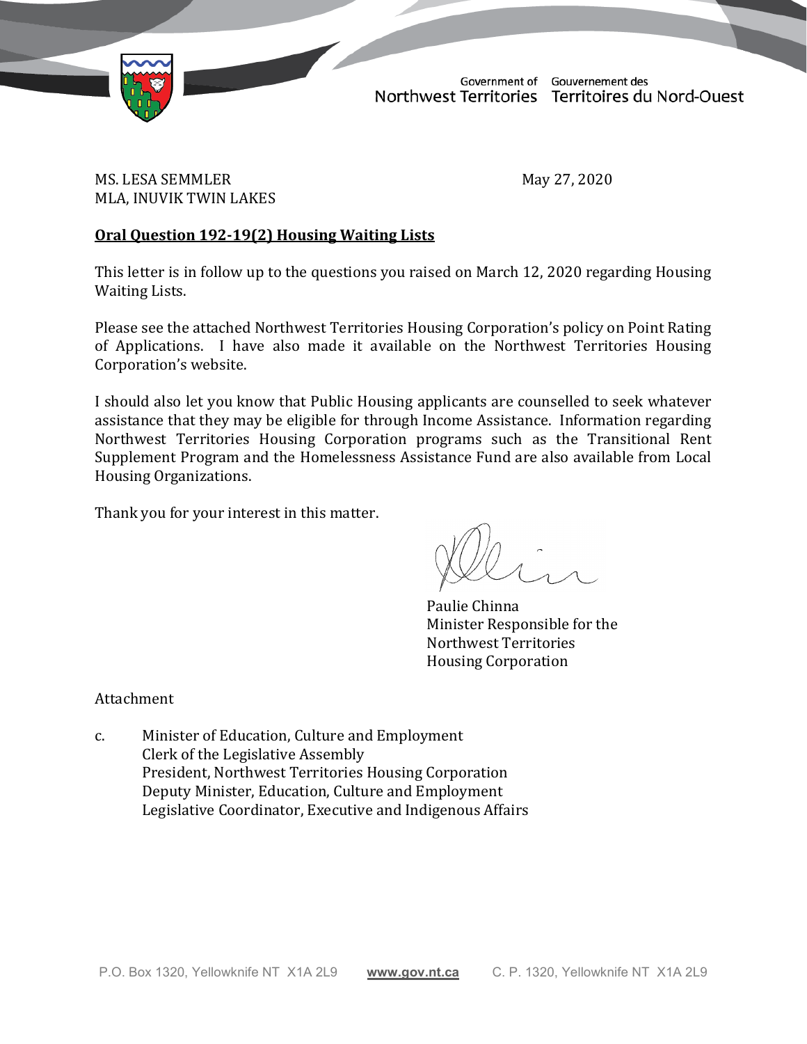Government of Northwest Territories | Gouvernement des Territoires du Nord-Ouest

MS. LESA SEMMLER
MLA, INUVIK TWIN LAKES

May 27, 2020

**Oral Question 192-19(2) Housing Waiting Lists**

This letter is in follow up to the questions you raised on March 12, 2020 regarding Housing Waiting Lists.

Please see the attached Northwest Territories Housing Corporation's policy on Point Rating of Applications. I have also made it available on the Northwest Territories Housing Corporation's website.

I should also let you know that Public Housing applicants are counselled to seek whatever assistance that they may be eligible for through Income Assistance. Information regarding Northwest Territories Housing Corporation programs such as the Transitional Rent Supplement Program and the Homelessness Assistance Fund are also available from Local Housing Organizations.

Thank you for your interest in this matter.

Paulie Chinna
Minister Responsible for the
Northwest Territories
Housing Corporation

Attachment

c. Minister of Education, Culture and Employment
Clerk of the Legislative Assembly
President, Northwest Territories Housing Corporation
Deputy Minister, Education, Culture and Employment
Legislative Coordinator, Executive and Indigenous Affairs

P.O. Box 1320, Yellowknife NT X1A 2L9 **www.gov.nt.ca** C. P. 1320, Yellowknife NT X1A 2L9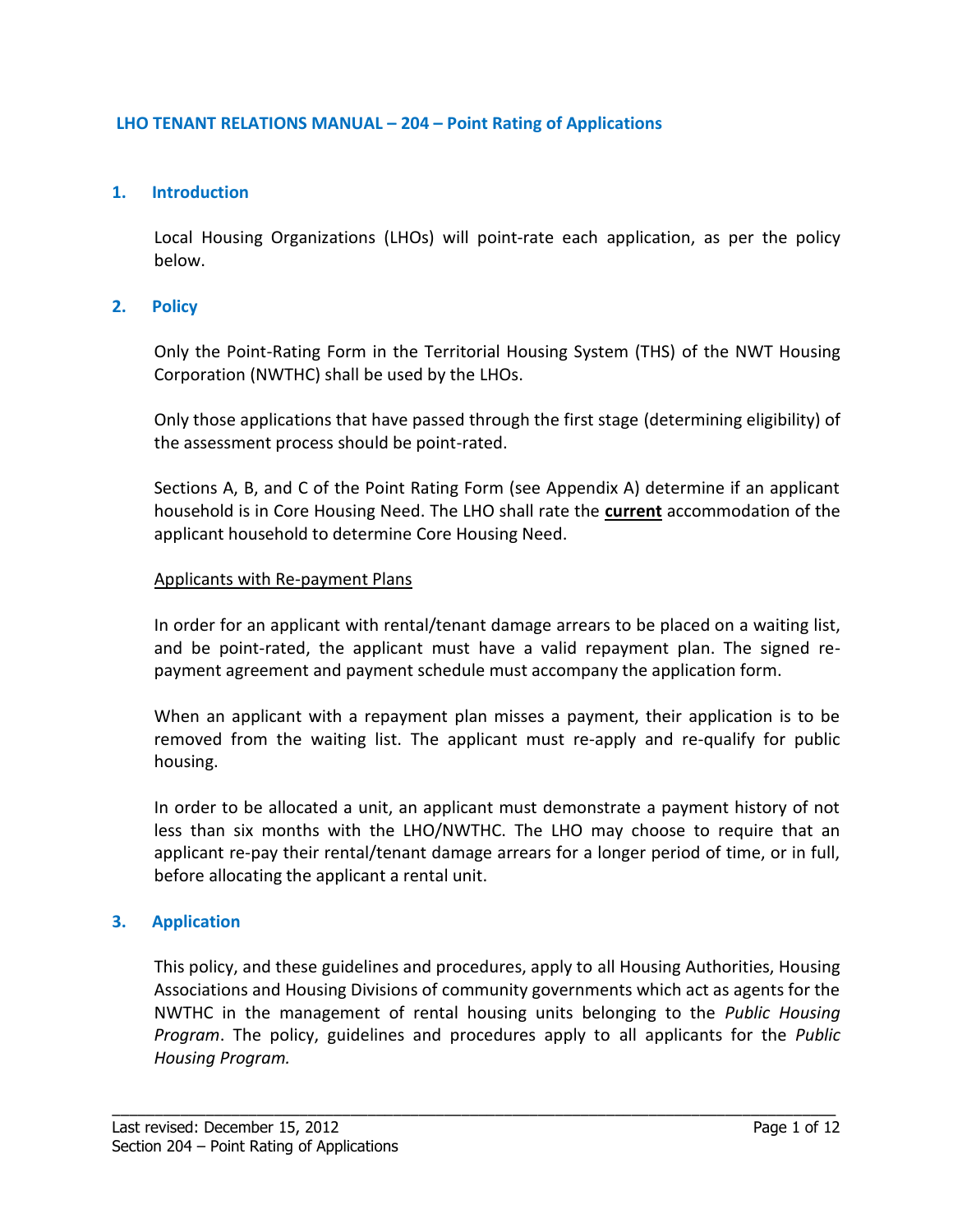## LHO TENANT RELATIONS MANUAL – 204 – Point Rating of Applications

### 1. Introduction

Local Housing Organizations (LHOs) will point-rate each application, as per the policy below.

### 2. Policy

Only the Point-Rating Form in the Territorial Housing System (THS) of the NWT Housing Corporation (NWTHC) shall be used by the LHOs.

Only those applications that have passed through the first stage (determining eligibility) of the assessment process should be point-rated.

Sections A, B, and C of the Point Rating Form (see Appendix A) determine if an applicant household is in Core Housing Need. The LHO shall rate the **current** accommodation of the applicant household to determine Core Housing Need.

Applicants with Re-payment Plans

In order for an applicant with rental/tenant damage arrears to be placed on a waiting list, and be point-rated, the applicant must have a valid repayment plan. The signed re-payment agreement and payment schedule must accompany the application form.

When an applicant with a repayment plan misses a payment, their application is to be removed from the waiting list. The applicant must re-apply and re-qualify for public housing.

In order to be allocated a unit, an applicant must demonstrate a payment history of not less than six months with the LHO/NWTHC. The LHO may choose to require that an applicant re-pay their rental/tenant damage arrears for a longer period of time, or in full, before allocating the applicant a rental unit.

### 3. Application

This policy, and these guidelines and procedures, apply to all Housing Authorities, Housing Associations and Housing Divisions of community governments which act as agents for the NWTHC in the management of rental housing units belonging to the *Public Housing Program*. The policy, guidelines and procedures apply to all applicants for the *Public Housing Program.*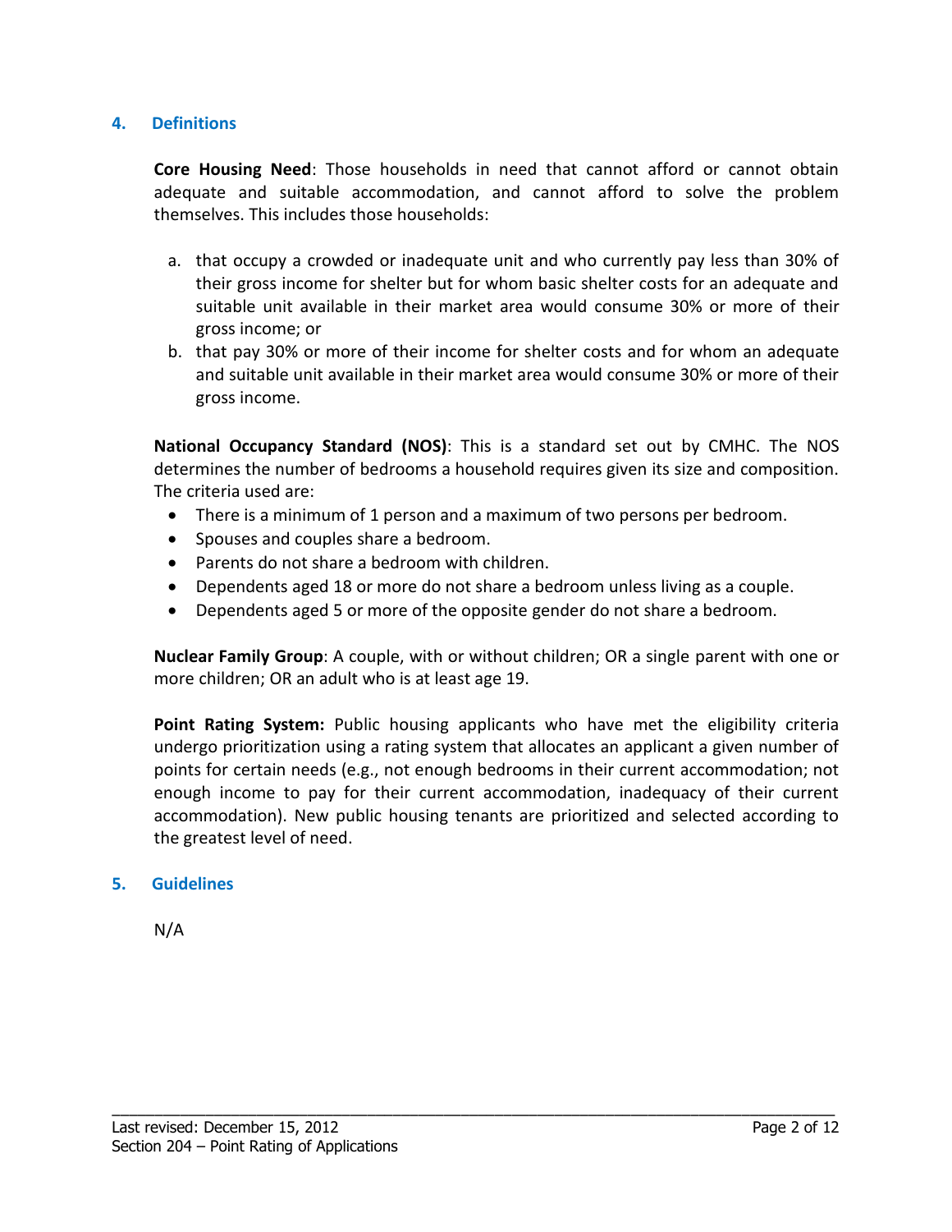## 4. Definitions

**Core Housing Need**: Those households in need that cannot afford or cannot obtain adequate and suitable accommodation, and cannot afford to solve the problem themselves. This includes those households:

a. that occupy a crowded or inadequate unit and who currently pay less than 30% of their gross income for shelter but for whom basic shelter costs for an adequate and suitable unit available in their market area would consume 30% or more of their gross income; or
b. that pay 30% or more of their income for shelter costs and for whom an adequate and suitable unit available in their market area would consume 30% or more of their gross income.

**National Occupancy Standard (NOS)**: This is a standard set out by CMHC. The NOS determines the number of bedrooms a household requires given its size and composition. The criteria used are:

- There is a minimum of 1 person and a maximum of two persons per bedroom.
- Spouses and couples share a bedroom.
- Parents do not share a bedroom with children.
- Dependents aged 18 or more do not share a bedroom unless living as a couple.
- Dependents aged 5 or more of the opposite gender do not share a bedroom.

**Nuclear Family Group**: A couple, with or without children; OR a single parent with one or more children; OR an adult who is at least age 19.

**Point Rating System:** Public housing applicants who have met the eligibility criteria undergo prioritization using a rating system that allocates an applicant a given number of points for certain needs (e.g., not enough bedrooms in their current accommodation; not enough income to pay for their current accommodation, inadequacy of their current accommodation). New public housing tenants are prioritized and selected according to the greatest level of need.

## 5. Guidelines

N/A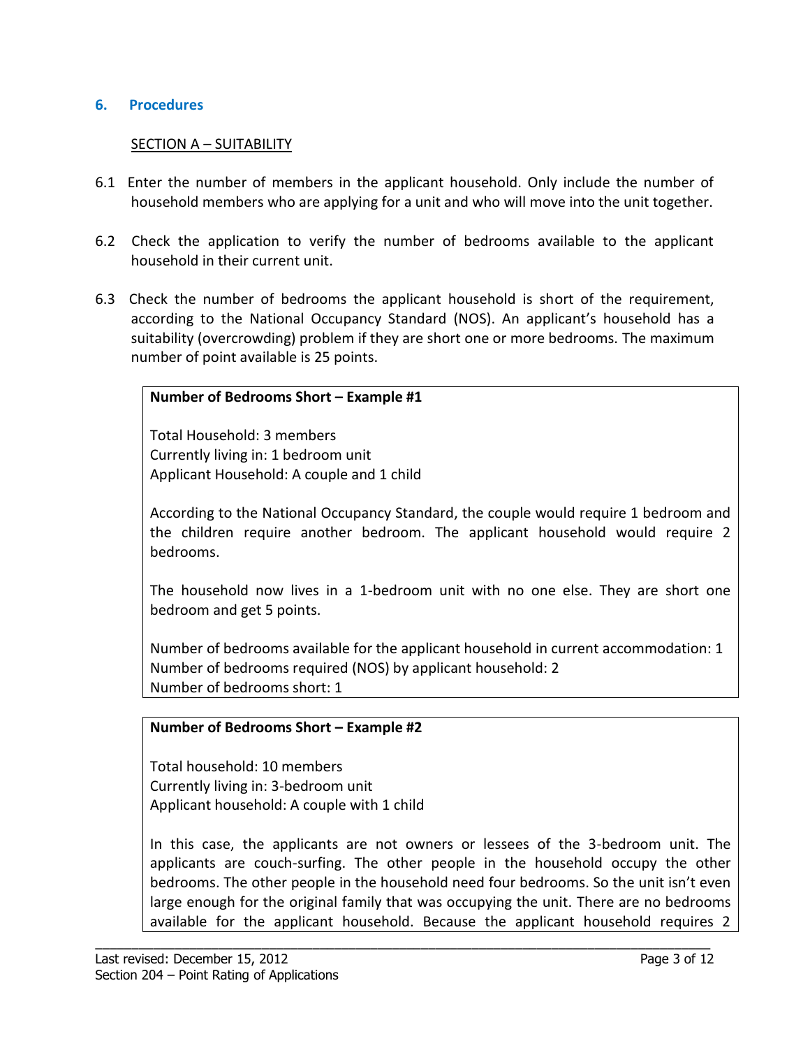## 6. Procedures

SECTION A – SUITABILITY

6.1 Enter the number of members in the applicant household. Only include the number of household members who are applying for a unit and who will move into the unit together.

6.2 Check the application to verify the number of bedrooms available to the applicant household in their current unit.

6.3 Check the number of bedrooms the applicant household is short of the requirement, according to the National Occupancy Standard (NOS). An applicant's household has a suitability (overcrowding) problem if they are short one or more bedrooms. The maximum number of point available is 25 points.

**Number of Bedrooms Short – Example #1**

Total Household: 3 members
Currently living in: 1 bedroom unit
Applicant Household: A couple and 1 child

According to the National Occupancy Standard, the couple would require 1 bedroom and the children require another bedroom. The applicant household would require 2 bedrooms.

The household now lives in a 1-bedroom unit with no one else. They are short one bedroom and get 5 points.

Number of bedrooms available for the applicant household in current accommodation: 1
Number of bedrooms required (NOS) by applicant household: 2
Number of bedrooms short: 1

**Number of Bedrooms Short – Example #2**

Total household: 10 members
Currently living in: 3-bedroom unit
Applicant household: A couple with 1 child

In this case, the applicants are not owners or lessees of the 3-bedroom unit. The applicants are couch-surfing. The other people in the household occupy the other bedrooms. The other people in the household need four bedrooms. So the unit isn't even large enough for the original family that was occupying the unit. There are no bedrooms available for the applicant household. Because the applicant household requires 2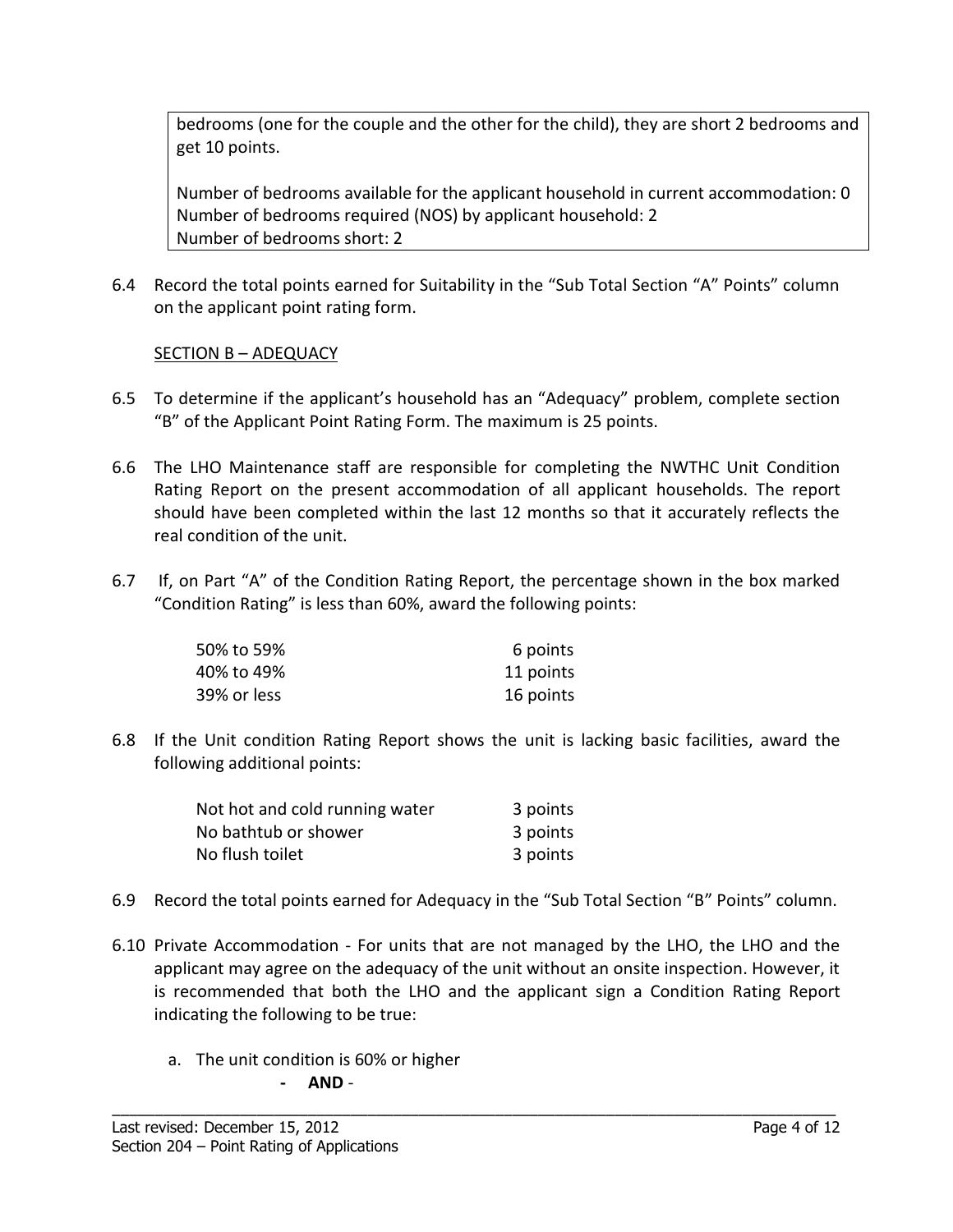bedrooms (one for the couple and the other for the child), they are short 2 bedrooms and get 10 points.

Number of bedrooms available for the applicant household in current accommodation: 0
Number of bedrooms required (NOS) by applicant household: 2
Number of bedrooms short: 2

6.4 Record the total points earned for Suitability in the "Sub Total Section "A" Points" column on the applicant point rating form.

SECTION B – ADEQUACY

6.5 To determine if the applicant's household has an "Adequacy" problem, complete section "B" of the Applicant Point Rating Form. The maximum is 25 points.

6.6 The LHO Maintenance staff are responsible for completing the NWTHC Unit Condition Rating Report on the present accommodation of all applicant households. The report should have been completed within the last 12 months so that it accurately reflects the real condition of the unit.

6.7 If, on Part "A" of the Condition Rating Report, the percentage shown in the box marked "Condition Rating" is less than 60%, award the following points:

| | |
|---|---|
| 50% to 59% | 6 points |
| 40% to 49% | 11 points |
| 39% or less | 16 points |

6.8 If the Unit condition Rating Report shows the unit is lacking basic facilities, award the following additional points:

| | |
|---|---|
| Not hot and cold running water | 3 points |
| No bathtub or shower | 3 points |
| No flush toilet | 3 points |

6.9 Record the total points earned for Adequacy in the "Sub Total Section "B" Points" column.

6.10 Private Accommodation - For units that are not managed by the LHO, the LHO and the applicant may agree on the adequacy of the unit without an onsite inspection. However, it is recommended that both the LHO and the applicant sign a Condition Rating Report indicating the following to be true:

a. The unit condition is 60% or higher

- **AND** -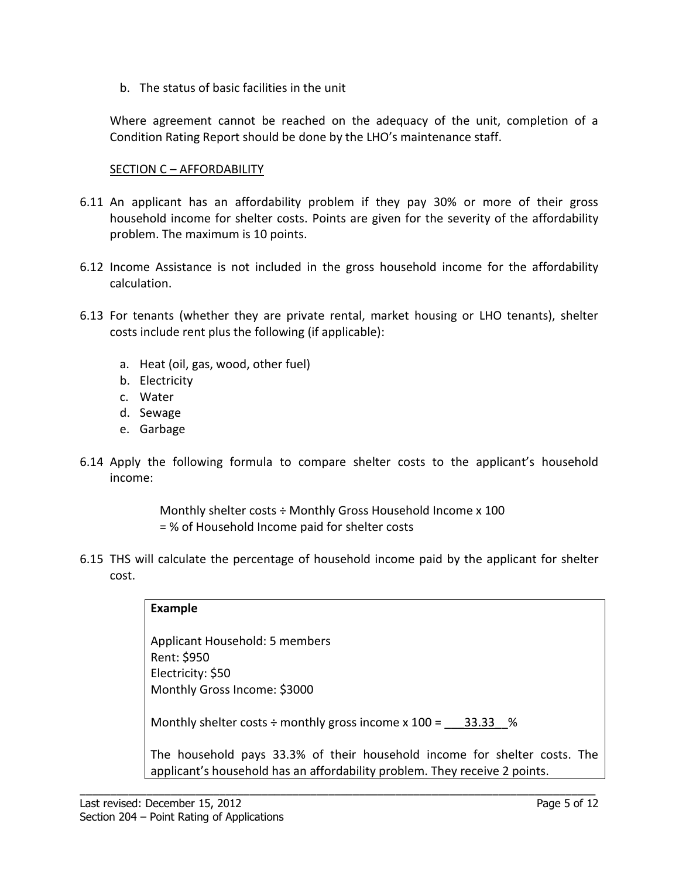b. The status of basic facilities in the unit

Where agreement cannot be reached on the adequacy of the unit, completion of a Condition Rating Report should be done by the LHO's maintenance staff.

SECTION C – AFFORDABILITY

6.11 An applicant has an affordability problem if they pay 30% or more of their gross household income for shelter costs. Points are given for the severity of the affordability problem. The maximum is 10 points.

6.12 Income Assistance is not included in the gross household income for the affordability calculation.

6.13 For tenants (whether they are private rental, market housing or LHO tenants), shelter costs include rent plus the following (if applicable):

a. Heat (oil, gas, wood, other fuel)
b. Electricity
c. Water
d. Sewage
e. Garbage

6.14 Apply the following formula to compare shelter costs to the applicant's household income:

Monthly shelter costs ÷ Monthly Gross Household Income x 100
= % of Household Income paid for shelter costs

6.15 THS will calculate the percentage of household income paid by the applicant for shelter cost.

> **Example**
>
> Applicant Household: 5 members
> Rent: $950
> Electricity: $50
> Monthly Gross Income: $3000
>
> Monthly shelter costs ÷ monthly gross income x 100 = 33.33 %
>
> The household pays 33.3% of their household income for shelter costs. The applicant's household has an affordability problem. They receive 2 points.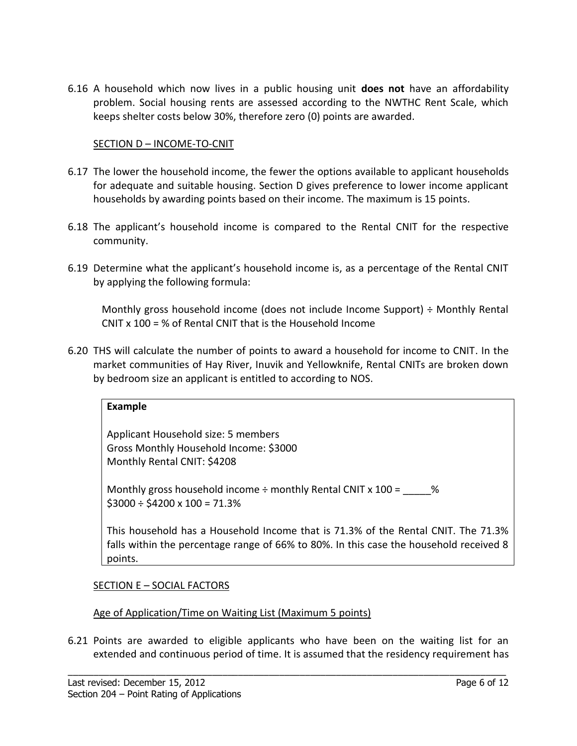6.16 A household which now lives in a public housing unit **does not** have an affordability problem. Social housing rents are assessed according to the NWTHC Rent Scale, which keeps shelter costs below 30%, therefore zero (0) points are awarded.

SECTION D – INCOME-TO-CNIT

6.17 The lower the household income, the fewer the options available to applicant households for adequate and suitable housing. Section D gives preference to lower income applicant households by awarding points based on their income. The maximum is 15 points.

6.18 The applicant's household income is compared to the Rental CNIT for the respective community.

6.19 Determine what the applicant's household income is, as a percentage of the Rental CNIT by applying the following formula:

Monthly gross household income (does not include Income Support) ÷ Monthly Rental CNIT x 100 = % of Rental CNIT that is the Household Income

6.20 THS will calculate the number of points to award a household for income to CNIT. In the market communities of Hay River, Inuvik and Yellowknife, Rental CNITs are broken down by bedroom size an applicant is entitled to according to NOS.

> **Example**
>
> Applicant Household size: 5 members
> Gross Monthly Household Income: $3000
> Monthly Rental CNIT: $4208
>
> Monthly gross household income ÷ monthly Rental CNIT x 100 = _____%
> $3000 ÷ $4200 x 100 = 71.3%
>
> This household has a Household Income that is 71.3% of the Rental CNIT. The 71.3% falls within the percentage range of 66% to 80%. In this case the household received 8 points.

SECTION E – SOCIAL FACTORS

Age of Application/Time on Waiting List (Maximum 5 points)

6.21 Points are awarded to eligible applicants who have been on the waiting list for an extended and continuous period of time. It is assumed that the residency requirement has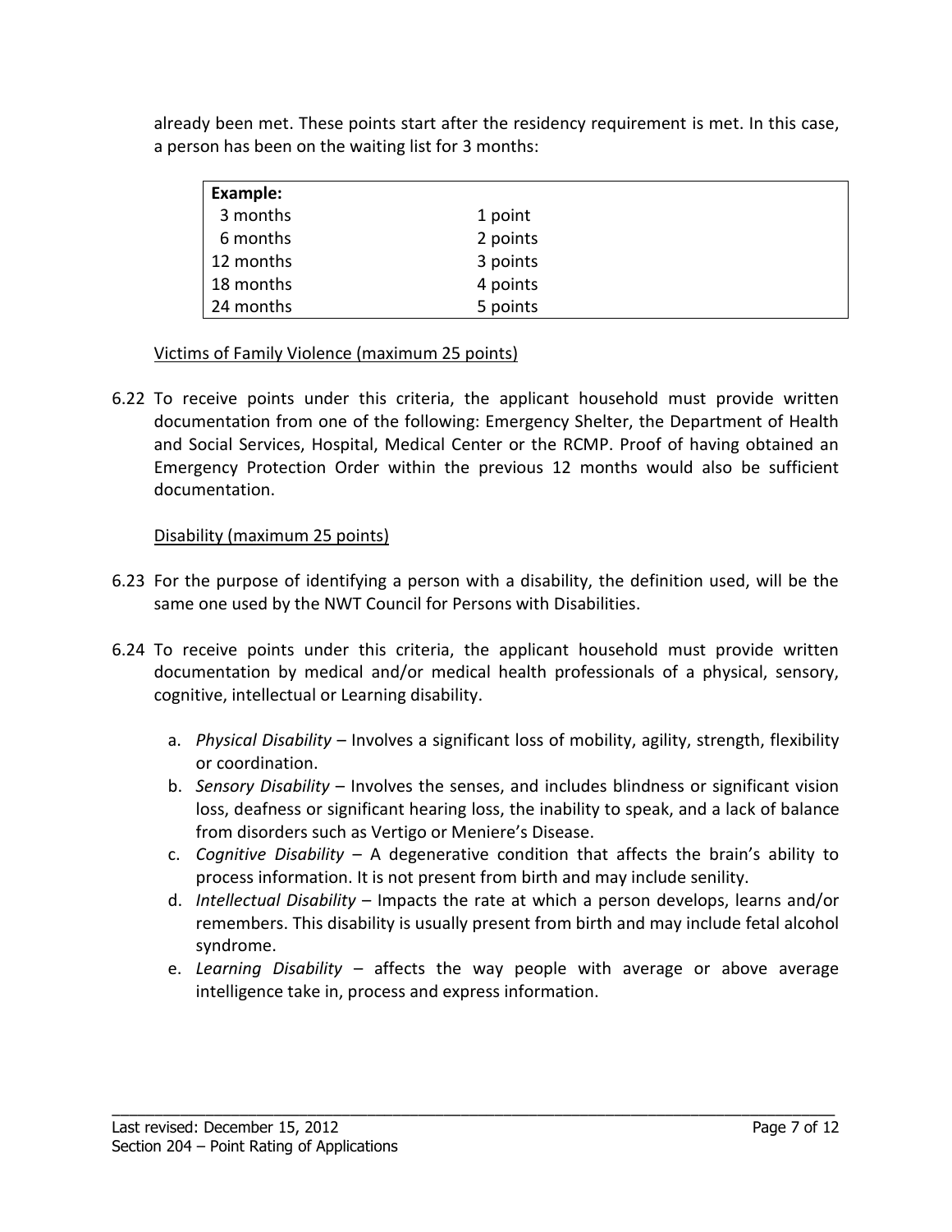already been met. These points start after the residency requirement is met. In this case, a person has been on the waiting list for 3 months:

| **Example:** | |
|---|---|
| 3 months | 1 point |
| 6 months | 2 points |
| 12 months | 3 points |
| 18 months | 4 points |
| 24 months | 5 points |

Victims of Family Violence (maximum 25 points)

6.22 To receive points under this criteria, the applicant household must provide written documentation from one of the following: Emergency Shelter, the Department of Health and Social Services, Hospital, Medical Center or the RCMP. Proof of having obtained an Emergency Protection Order within the previous 12 months would also be sufficient documentation.

Disability (maximum 25 points)

6.23 For the purpose of identifying a person with a disability, the definition used, will be the same one used by the NWT Council for Persons with Disabilities.

6.24 To receive points under this criteria, the applicant household must provide written documentation by medical and/or medical health professionals of a physical, sensory, cognitive, intellectual or Learning disability.

a. *Physical Disability* – Involves a significant loss of mobility, agility, strength, flexibility or coordination.
b. *Sensory Disability* – Involves the senses, and includes blindness or significant vision loss, deafness or significant hearing loss, the inability to speak, and a lack of balance from disorders such as Vertigo or Meniere's Disease.
c. *Cognitive Disability* – A degenerative condition that affects the brain's ability to process information. It is not present from birth and may include senility.
d. *Intellectual Disability* – Impacts the rate at which a person develops, learns and/or remembers. This disability is usually present from birth and may include fetal alcohol syndrome.
e. *Learning Disability* – affects the way people with average or above average intelligence take in, process and express information.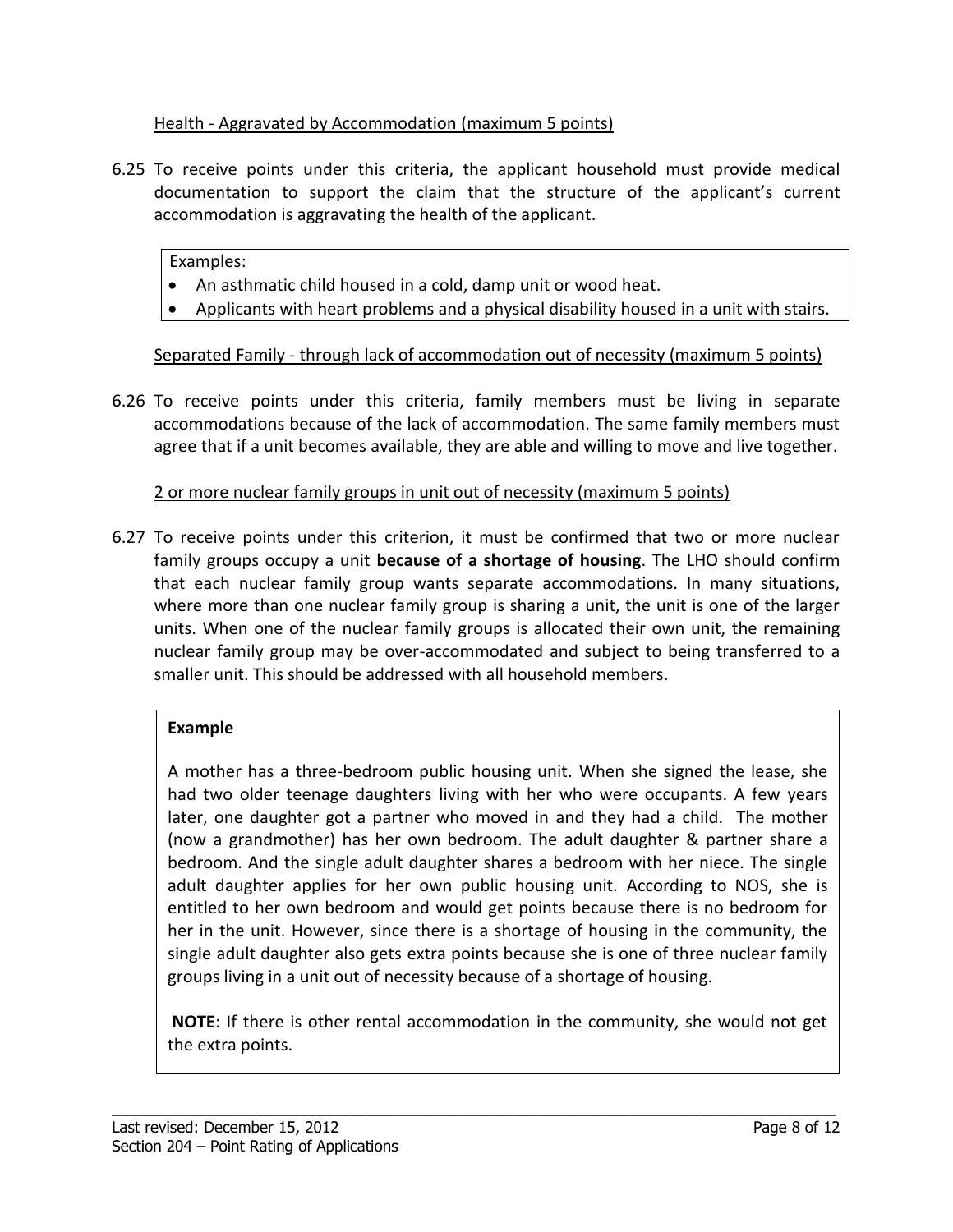Health - Aggravated by Accommodation (maximum 5 points)

6.25 To receive points under this criteria, the applicant household must provide medical documentation to support the claim that the structure of the applicant's current accommodation is aggravating the health of the applicant.

> Examples:
> - An asthmatic child housed in a cold, damp unit or wood heat.
> - Applicants with heart problems and a physical disability housed in a unit with stairs.

Separated Family - through lack of accommodation out of necessity (maximum 5 points)

6.26 To receive points under this criteria, family members must be living in separate accommodations because of the lack of accommodation. The same family members must agree that if a unit becomes available, they are able and willing to move and live together.

2 or more nuclear family groups in unit out of necessity (maximum 5 points)

6.27 To receive points under this criterion, it must be confirmed that two or more nuclear family groups occupy a unit **because of a shortage of housing**. The LHO should confirm that each nuclear family group wants separate accommodations. In many situations, where more than one nuclear family group is sharing a unit, the unit is one of the larger units. When one of the nuclear family groups is allocated their own unit, the remaining nuclear family group may be over-accommodated and subject to being transferred to a smaller unit. This should be addressed with all household members.

> **Example**
>
> A mother has a three-bedroom public housing unit. When she signed the lease, she had two older teenage daughters living with her who were occupants. A few years later, one daughter got a partner who moved in and they had a child. The mother (now a grandmother) has her own bedroom. The adult daughter & partner share a bedroom. And the single adult daughter shares a bedroom with her niece. The single adult daughter applies for her own public housing unit. According to NOS, she is entitled to her own bedroom and would get points because there is no bedroom for her in the unit. However, since there is a shortage of housing in the community, the single adult daughter also gets extra points because she is one of three nuclear family groups living in a unit out of necessity because of a shortage of housing.
>
> **NOTE**: If there is other rental accommodation in the community, she would not get the extra points.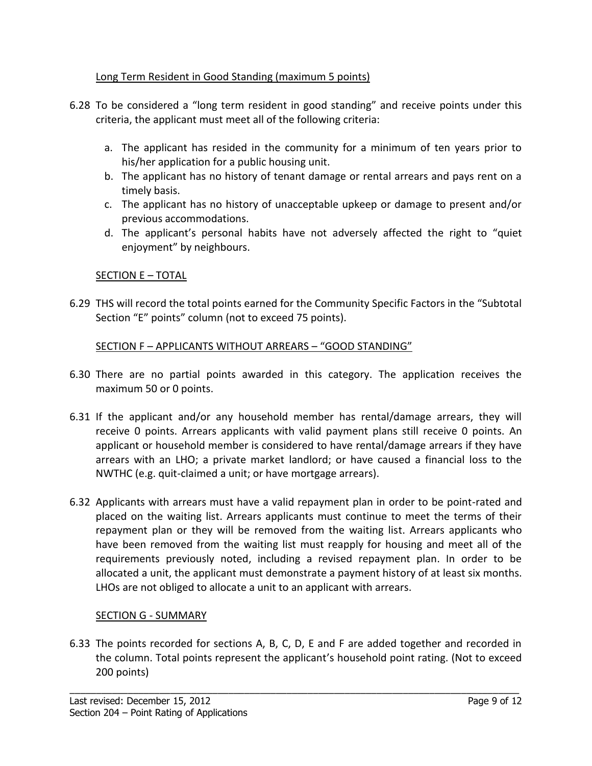Long Term Resident in Good Standing (maximum 5 points)

6.28 To be considered a "long term resident in good standing" and receive points under this criteria, the applicant must meet all of the following criteria:

   a. The applicant has resided in the community for a minimum of ten years prior to his/her application for a public housing unit.
   b. The applicant has no history of tenant damage or rental arrears and pays rent on a timely basis.
   c. The applicant has no history of unacceptable upkeep or damage to present and/or previous accommodations.
   d. The applicant's personal habits have not adversely affected the right to "quiet enjoyment" by neighbours.

SECTION E – TOTAL

6.29 THS will record the total points earned for the Community Specific Factors in the "Subtotal Section "E" points" column (not to exceed 75 points).

SECTION F – APPLICANTS WITHOUT ARREARS – "GOOD STANDING"

6.30 There are no partial points awarded in this category. The application receives the maximum 50 or 0 points.

6.31 If the applicant and/or any household member has rental/damage arrears, they will receive 0 points. Arrears applicants with valid payment plans still receive 0 points. An applicant or household member is considered to have rental/damage arrears if they have arrears with an LHO; a private market landlord; or have caused a financial loss to the NWTHC (e.g. quit-claimed a unit; or have mortgage arrears).

6.32 Applicants with arrears must have a valid repayment plan in order to be point-rated and placed on the waiting list. Arrears applicants must continue to meet the terms of their repayment plan or they will be removed from the waiting list. Arrears applicants who have been removed from the waiting list must reapply for housing and meet all of the requirements previously noted, including a revised repayment plan. In order to be allocated a unit, the applicant must demonstrate a payment history of at least six months. LHOs are not obliged to allocate a unit to an applicant with arrears.

SECTION G - SUMMARY

6.33 The points recorded for sections A, B, C, D, E and F are added together and recorded in the column. Total points represent the applicant's household point rating. (Not to exceed 200 points)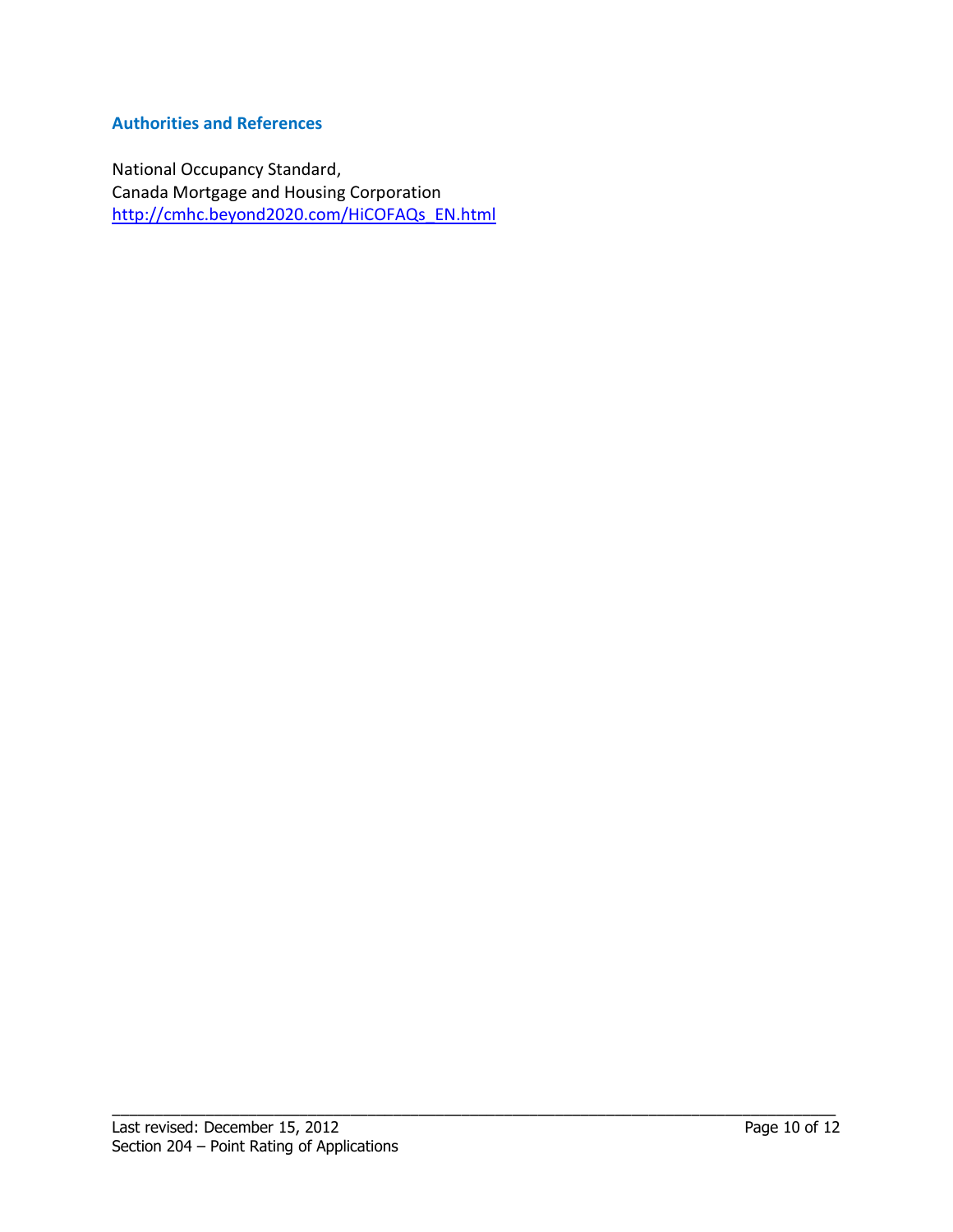### Authorities and References

National Occupancy Standard,
Canada Mortgage and Housing Corporation
[http://cmhc.beyond2020.com/HiCOFAQs_EN.html](http://cmhc.beyond2020.com/HiCOFAQs_EN.html)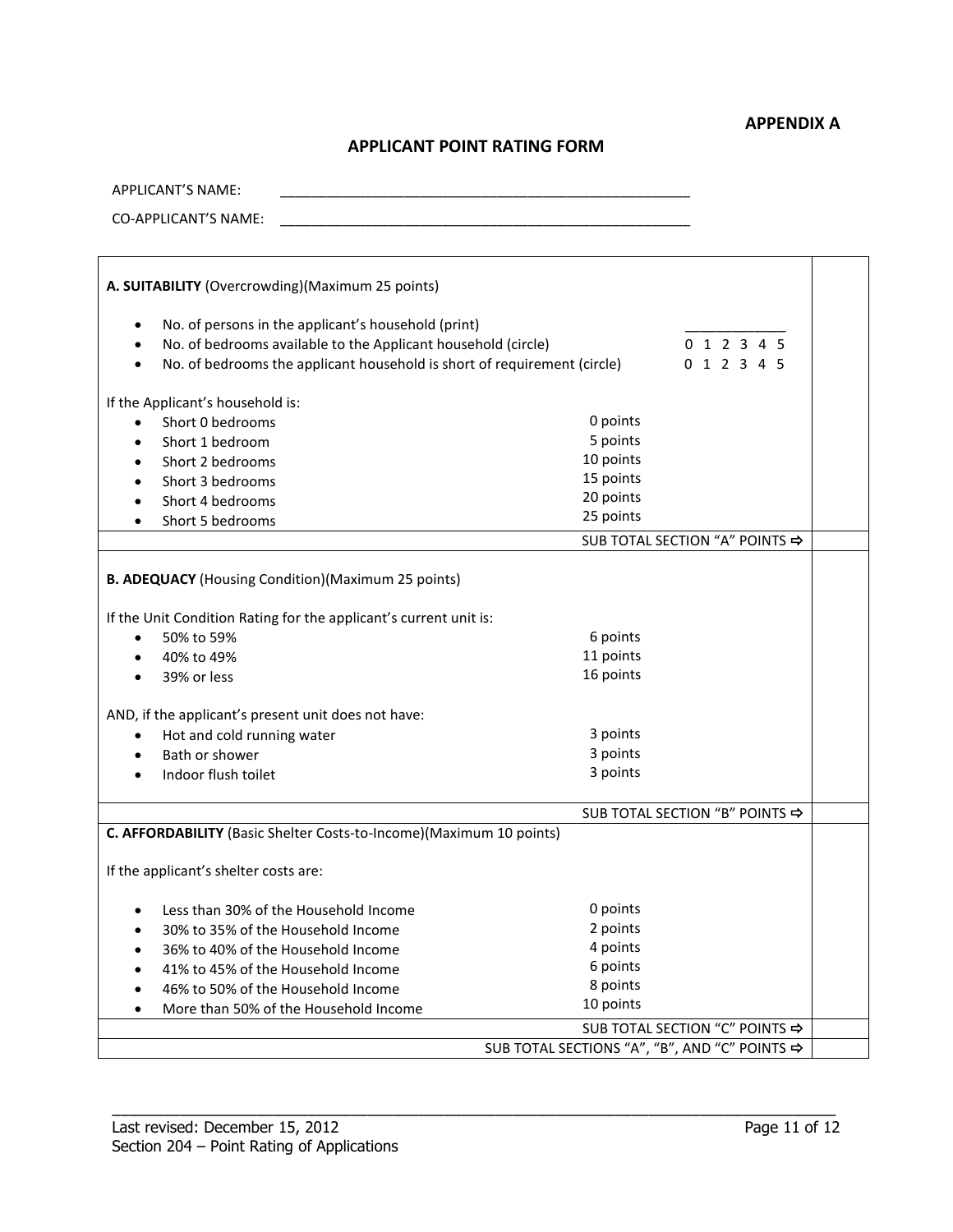**APPENDIX A**

## APPLICANT POINT RATING FORM

APPLICANT'S NAME: ________________________________________________

CO-APPLICANT'S NAME: ________________________________________________

| | |
|---|---|
| **A. SUITABILITY** (Overcrowding)(Maximum 25 points)<br><br>• No. of persons in the applicant's household (print) ____________<br>• No. of bedrooms available to the Applicant household (circle) 0 1 2 3 4 5<br>• No. of bedrooms the applicant household is short of requirement (circle) 0 1 2 3 4 5<br><br>If the Applicant's household is:<br>• Short 0 bedrooms — 0 points<br>• Short 1 bedroom — 5 points<br>• Short 2 bedrooms — 10 points<br>• Short 3 bedrooms — 15 points<br>• Short 4 bedrooms — 20 points<br>• Short 5 bedrooms — 25 points | |
| SUB TOTAL SECTION "A" POINTS ⇨ | |
| **B. ADEQUACY** (Housing Condition)(Maximum 25 points)<br><br>If the Unit Condition Rating for the applicant's current unit is:<br>• 50% to 59% — 6 points<br>• 40% to 49% — 11 points<br>• 39% or less — 16 points<br><br>AND, if the applicant's present unit does not have:<br>• Hot and cold running water — 3 points<br>• Bath or shower — 3 points<br>• Indoor flush toilet — 3 points | |
| SUB TOTAL SECTION "B" POINTS ⇨ | |
| **C. AFFORDABILITY** (Basic Shelter Costs-to-Income)(Maximum 10 points)<br><br>If the applicant's shelter costs are:<br><br>• Less than 30% of the Household Income — 0 points<br>• 30% to 35% of the Household Income — 2 points<br>• 36% to 40% of the Household Income — 4 points<br>• 41% to 45% of the Household Income — 6 points<br>• 46% to 50% of the Household Income — 8 points<br>• More than 50% of the Household Income — 10 points | |
| SUB TOTAL SECTION "C" POINTS ⇨ | |
| SUB TOTAL SECTIONS "A", "B", AND "C" POINTS ⇨ | |

Last revised: December 15, 2012
Section 204 – Point Rating of Applications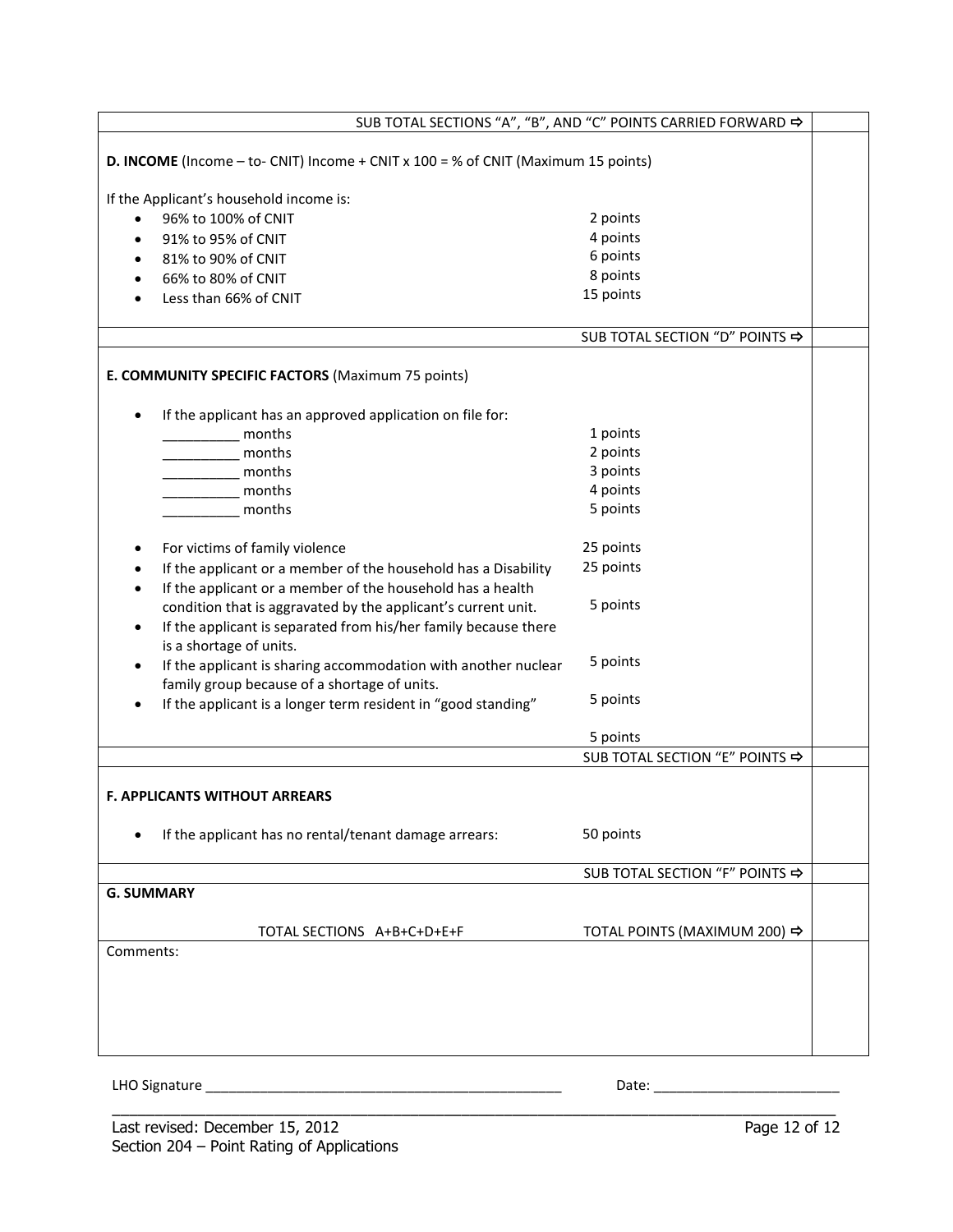| | |
|---|---|
| SUB TOTAL SECTIONS "A", "B", AND "C" POINTS CARRIED FORWARD ⇨ | |
| **D. INCOME** (Income – to- CNIT) Income + CNIT x 100 = % of CNIT (Maximum 15 points)<br><br>If the Applicant's household income is:<br>• 96% to 100% of CNIT — 2 points<br>• 91% to 95% of CNIT — 4 points<br>• 81% to 90% of CNIT — 6 points<br>• 66% to 80% of CNIT — 8 points<br>• Less than 66% of CNIT — 15 points | |
| SUB TOTAL SECTION "D" POINTS ⇨ | |
| **E. COMMUNITY SPECIFIC FACTORS** (Maximum 75 points)<br><br>• If the applicant has an approved application on file for:<br>__________ months — 1 points<br>__________ months — 2 points<br>__________ months — 3 points<br>__________ months — 4 points<br>__________ months — 5 points<br><br>• For victims of family violence — 25 points<br>• If the applicant or a member of the household has a Disability — 25 points<br>• If the applicant or a member of the household has a health condition that is aggravated by the applicant's current unit. — 5 points<br>• If the applicant is separated from his/her family because there is a shortage of units. — 5 points<br>• If the applicant is sharing accommodation with another nuclear family group because of a shortage of units. — 5 points<br>• If the applicant is a longer term resident in "good standing" — 5 points | |
| SUB TOTAL SECTION "E" POINTS ⇨ | |
| **F. APPLICANTS WITHOUT ARREARS**<br><br>• If the applicant has no rental/tenant damage arrears: — 50 points | |
| SUB TOTAL SECTION "F" POINTS ⇨ | |
| **G. SUMMARY**<br><br>TOTAL SECTIONS A+B+C+D+E+F — TOTAL POINTS (MAXIMUM 200) ⇨ | |
| Comments: | |

LHO Signature ______________________________ Date: ____________________

Last revised: December 15, 2012
Section 204 – Point Rating of Applications